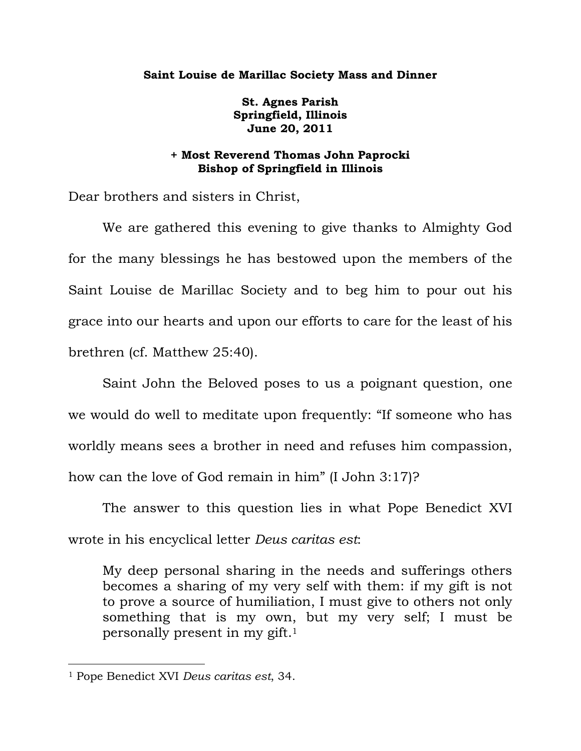**Saint Louise de Marillac Society Mass and Dinner**

**St. Agnes Parish**
**Springfield, Illinois**
**June 20, 2011**

**+ Most Reverend Thomas John Paprocki**
**Bishop of Springfield in Illinois**

Dear brothers and sisters in Christ,

We are gathered this evening to give thanks to Almighty God for the many blessings he has bestowed upon the members of the Saint Louise de Marillac Society and to beg him to pour out his grace into our hearts and upon our efforts to care for the least of his brethren (cf. Matthew 25:40).

Saint John the Beloved poses to us a poignant question, one we would do well to meditate upon frequently: "If someone who has worldly means sees a brother in need and refuses him compassion, how can the love of God remain in him" (I John 3:17)?

The answer to this question lies in what Pope Benedict XVI wrote in his encyclical letter *Deus caritas est*:

> My deep personal sharing in the needs and sufferings others becomes a sharing of my very self with them: if my gift is not to prove a source of humiliation, I must give to others not only something that is my own, but my very self; I must be personally present in my gift.[1]

[1] Pope Benedict XVI *Deus caritas est*, 34.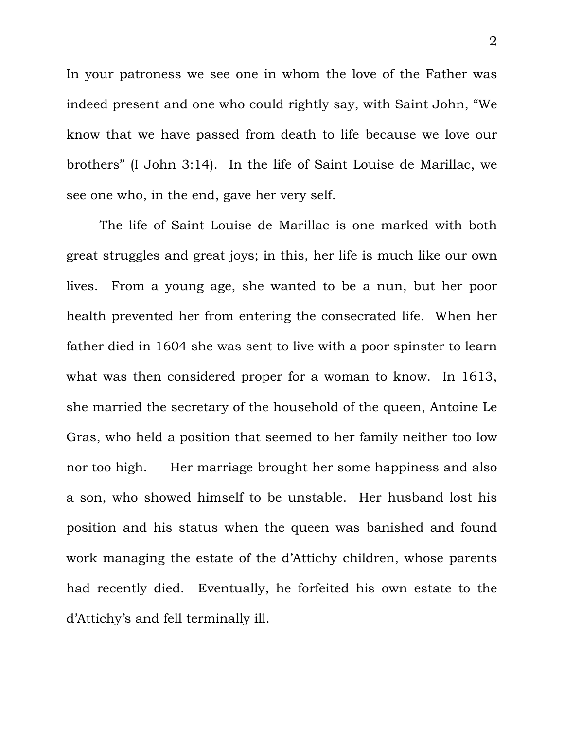In your patroness we see one in whom the love of the Father was indeed present and one who could rightly say, with Saint John, “We know that we have passed from death to life because we love our brothers” (I John 3:14). In the life of Saint Louise de Marillac, we see one who, in the end, gave her very self.

The life of Saint Louise de Marillac is one marked with both great struggles and great joys; in this, her life is much like our own lives. From a young age, she wanted to be a nun, but her poor health prevented her from entering the consecrated life. When her father died in 1604 she was sent to live with a poor spinster to learn what was then considered proper for a woman to know. In 1613, she married the secretary of the household of the queen, Antoine Le Gras, who held a position that seemed to her family neither too low nor too high. Her marriage brought her some happiness and also a son, who showed himself to be unstable. Her husband lost his position and his status when the queen was banished and found work managing the estate of the d’Attichy children, whose parents had recently died. Eventually, he forfeited his own estate to the d’Attichy’s and fell terminally ill.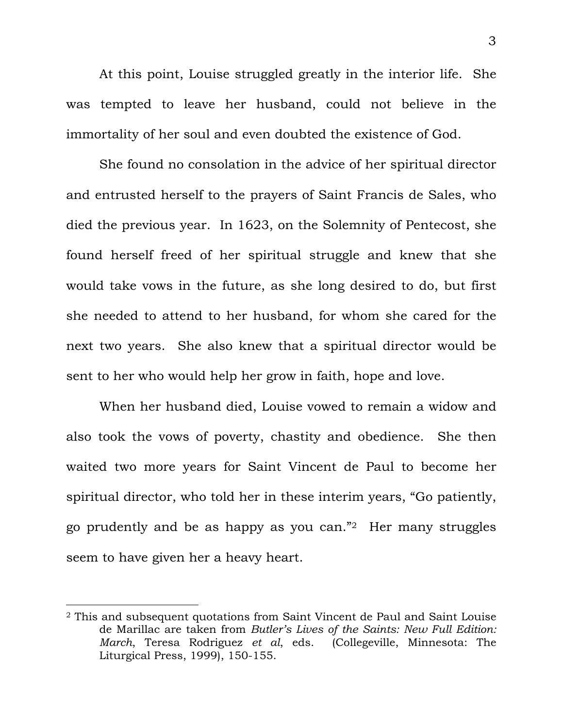At this point, Louise struggled greatly in the interior life. She was tempted to leave her husband, could not believe in the immortality of her soul and even doubted the existence of God.

She found no consolation in the advice of her spiritual director and entrusted herself to the prayers of Saint Francis de Sales, who died the previous year. In 1623, on the Solemnity of Pentecost, she found herself freed of her spiritual struggle and knew that she would take vows in the future, as she long desired to do, but first she needed to attend to her husband, for whom she cared for the next two years. She also knew that a spiritual director would be sent to her who would help her grow in faith, hope and love.

When her husband died, Louise vowed to remain a widow and also took the vows of poverty, chastity and obedience. She then waited two more years for Saint Vincent de Paul to become her spiritual director, who told her in these interim years, "Go patiently, go prudently and be as happy as you can."[2] Her many struggles seem to have given her a heavy heart.

---

[2] This and subsequent quotations from Saint Vincent de Paul and Saint Louise de Marillac are taken from *Butler's Lives of the Saints: New Full Edition: March*, Teresa Rodriguez *et al*, eds. (Collegeville, Minnesota: The Liturgical Press, 1999), 150-155.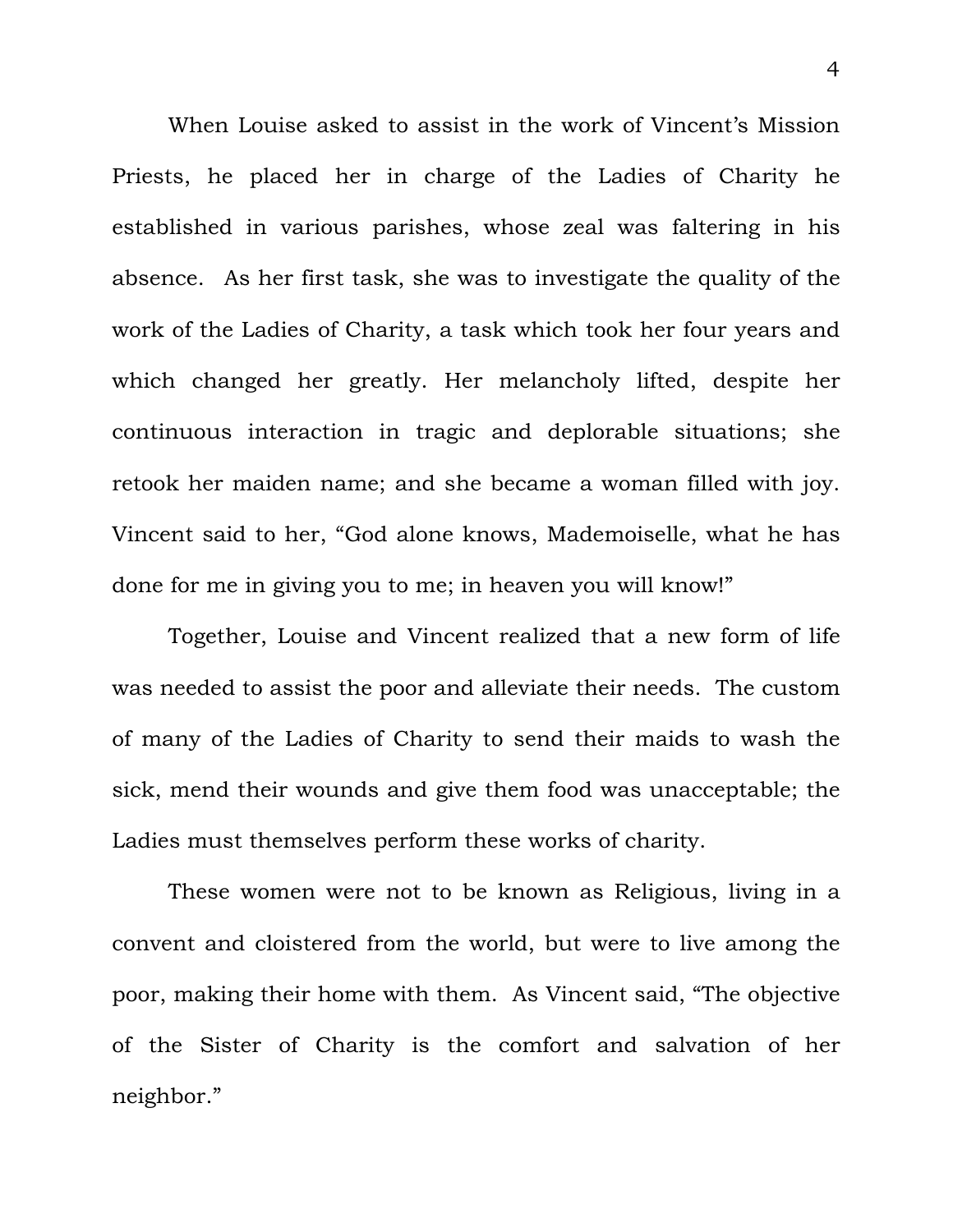When Louise asked to assist in the work of Vincent's Mission Priests, he placed her in charge of the Ladies of Charity he established in various parishes, whose zeal was faltering in his absence. As her first task, she was to investigate the quality of the work of the Ladies of Charity, a task which took her four years and which changed her greatly. Her melancholy lifted, despite her continuous interaction in tragic and deplorable situations; she retook her maiden name; and she became a woman filled with joy. Vincent said to her, "God alone knows, Mademoiselle, what he has done for me in giving you to me; in heaven you will know!"

Together, Louise and Vincent realized that a new form of life was needed to assist the poor and alleviate their needs. The custom of many of the Ladies of Charity to send their maids to wash the sick, mend their wounds and give them food was unacceptable; the Ladies must themselves perform these works of charity.

These women were not to be known as Religious, living in a convent and cloistered from the world, but were to live among the poor, making their home with them. As Vincent said, "The objective of the Sister of Charity is the comfort and salvation of her neighbor."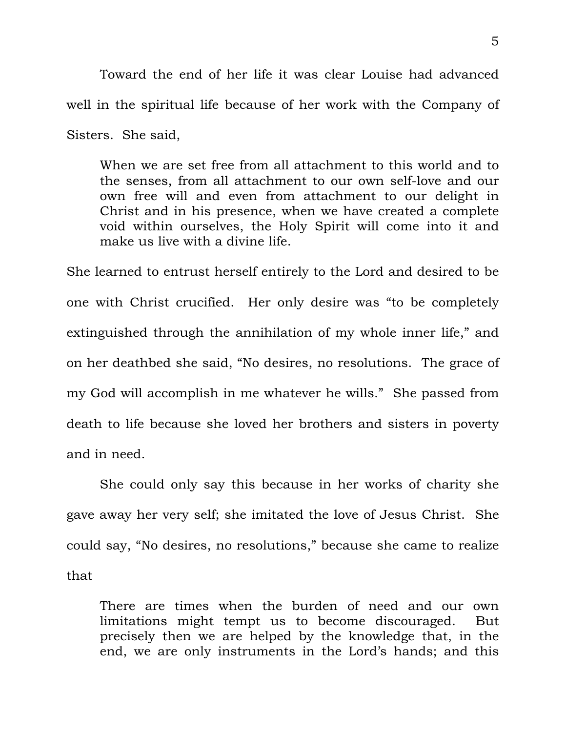Toward the end of her life it was clear Louise had advanced well in the spiritual life because of her work with the Company of Sisters. She said,

> When we are set free from all attachment to this world and to the senses, from all attachment to our own self-love and our own free will and even from attachment to our delight in Christ and in his presence, when we have created a complete void within ourselves, the Holy Spirit will come into it and make us live with a divine life.

She learned to entrust herself entirely to the Lord and desired to be one with Christ crucified. Her only desire was "to be completely extinguished through the annihilation of my whole inner life," and on her deathbed she said, "No desires, no resolutions. The grace of my God will accomplish in me whatever he wills." She passed from death to life because she loved her brothers and sisters in poverty and in need.

She could only say this because in her works of charity she gave away her very self; she imitated the love of Jesus Christ. She could say, "No desires, no resolutions," because she came to realize that

> There are times when the burden of need and our own limitations might tempt us to become discouraged. But precisely then we are helped by the knowledge that, in the end, we are only instruments in the Lord's hands; and this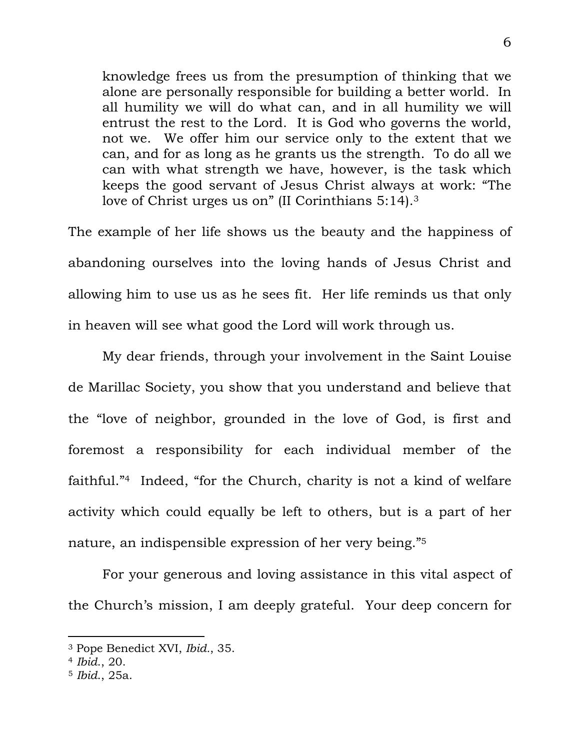> knowledge frees us from the presumption of thinking that we alone are personally responsible for building a better world. In all humility we will do what can, and in all humility we will entrust the rest to the Lord. It is God who governs the world, not we. We offer him our service only to the extent that we can, and for as long as he grants us the strength. To do all we can with what strength we have, however, is the task which keeps the good servant of Jesus Christ always at work: "The love of Christ urges us on" (II Corinthians 5:14).[3]

The example of her life shows us the beauty and the happiness of abandoning ourselves into the loving hands of Jesus Christ and allowing him to use us as he sees fit. Her life reminds us that only in heaven will see what good the Lord will work through us.

My dear friends, through your involvement in the Saint Louise de Marillac Society, you show that you understand and believe that the "love of neighbor, grounded in the love of God, is first and foremost a responsibility for each individual member of the faithful."[4] Indeed, "for the Church, charity is not a kind of welfare activity which could equally be left to others, but is a part of her nature, an indispensible expression of her very being."[5]

For your generous and loving assistance in this vital aspect of the Church's mission, I am deeply grateful. Your deep concern for

---

[3] Pope Benedict XVI, *Ibid.*, 35.

[4] *Ibid.*, 20.

[5] *Ibid.*, 25a.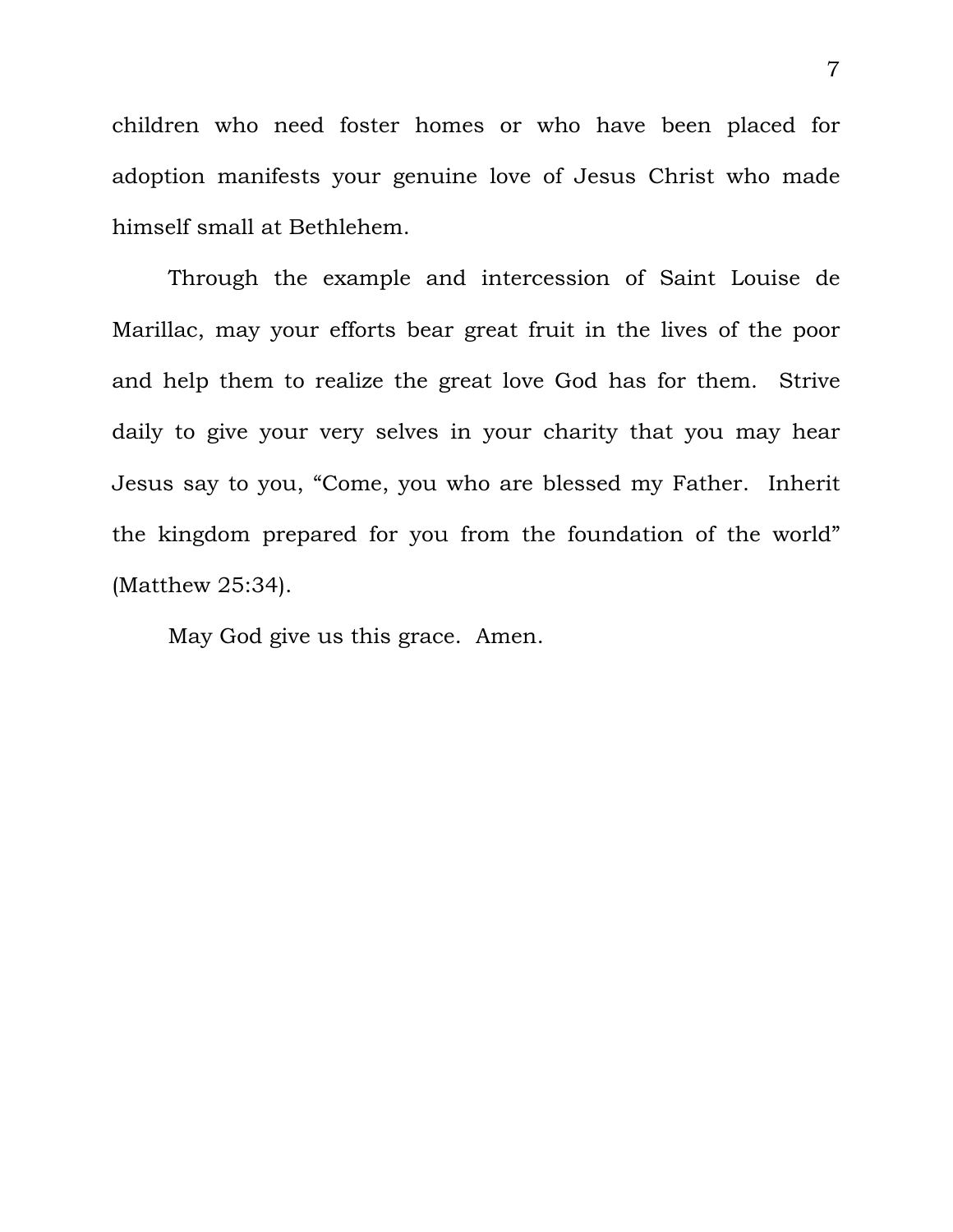children who need foster homes or who have been placed for adoption manifests your genuine love of Jesus Christ who made himself small at Bethlehem.

Through the example and intercession of Saint Louise de Marillac, may your efforts bear great fruit in the lives of the poor and help them to realize the great love God has for them. Strive daily to give your very selves in your charity that you may hear Jesus say to you, "Come, you who are blessed my Father. Inherit the kingdom prepared for you from the foundation of the world" (Matthew 25:34).

May God give us this grace. Amen.